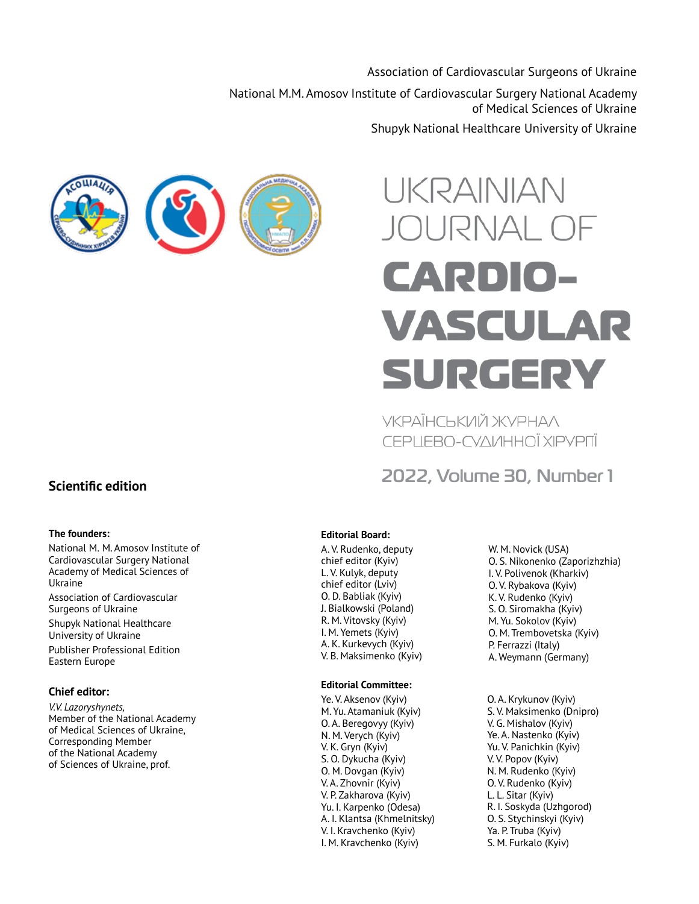Association of Cardiovascular Surgeons of Ukraine

National M.M. Amosov Institute of Cardiovascular Surgery National Academy of Medical Sciences of Ukraine

Shupyk National Healthcare University of Ukraine

# UKRAINIAN JOURNAL OF CARDIO-VASCULAR SURGERY

УКРАЇНСЬКИЙ ЖУРНАЛ СЕРЦЕВО-СУДИННОЇ ХІРУРГІЇ

2022, Volume 30, Number 1

## Scientific edition

**The founders:**

National M. M. Amosov Institute of Cardiovascular Surgery National Academy of Medical Sciences of Ukraine

Association of Cardiovascular Surgeons of Ukraine

Shupyk National Healthcare University of Ukraine

Publisher Professional Edition Eastern Europe

**Chief editor:**

*V.V. Lazoryshynets,*
Member of the National Academy of Medical Sciences of Ukraine,
Corresponding Member of the National Academy of Sciences of Ukraine, prof.

**Editorial Board:**

A. V. Rudenko, deputy chief editor (Kyiv)
L. V. Kulyk, deputy chief editor (Lviv)
O. D. Babliak (Kyiv)
J. Bialkowski (Poland)
R. M. Vitovsky (Kyiv)
I. M. Yemets (Kyiv)
A. K. Kurkevych (Kyiv)
V. B. Maksimenko (Kyiv)
W. M. Novick (USA)
O. S. Nikonenko (Zaporizhzhia)
I. V. Polivenok (Kharkiv)
O. V. Rybakova (Kyiv)
K. V. Rudenko (Kyiv)
S. O. Siromakha (Kyiv)
M. Yu. Sokolov (Kyiv)
O. M. Trembovetska (Kyiv)
P. Ferrazzi (Italy)
A. Weymann (Germany)

**Editorial Committee:**

Ye. V. Aksenov (Kyiv)
M. Yu. Atamaniuk (Kyiv)
O. A. Beregovyy (Kyiv)
N. M. Verych (Kyiv)
V. K. Gryn (Kyiv)
S. O. Dykucha (Kyiv)
O. M. Dovgan (Kyiv)
V. A. Zhovnir (Kyiv)
V. P. Zakharova (Kyiv)
Yu. I. Karpenko (Odesa)
A. I. Klantsa (Khmelnitsky)
V. I. Kravchenko (Kyiv)
I. M. Kravchenko (Kyiv)
O. A. Krykunov (Kyiv)
S. V. Maksimenko (Dnipro)
V. G. Mishalov (Kyiv)
Ye. A. Nastenko (Kyiv)
Yu. V. Panichkin (Kyiv)
V. V. Popov (Kyiv)
N. M. Rudenko (Kyiv)
O. V. Rudenko (Kyiv)
L. L. Sitar (Kyiv)
R. I. Soskyda (Uzhgorod)
O. S. Stychinskyi (Kyiv)
Ya. P. Truba (Kyiv)
S. M. Furkalo (Kyiv)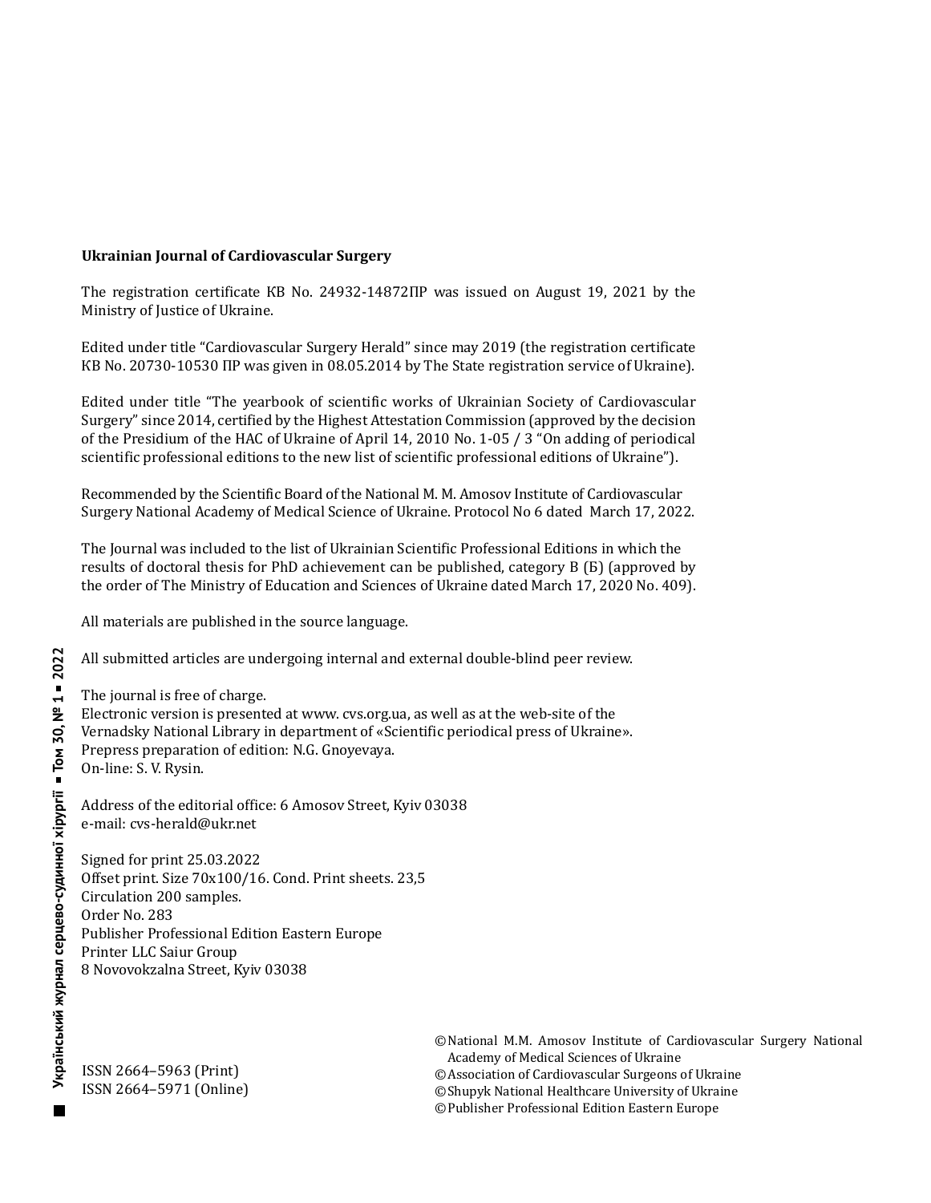**Ukrainian Journal of Cardiovascular Surgery**

The registration certificate КВ No. 24932-14872ПР was issued on August 19, 2021 by the Ministry of Justice of Ukraine.

Edited under title "Cardiovascular Surgery Herald" since may 2019 (the registration certificate КВ No. 20730-10530 ПР was given in 08.05.2014 by The State registration service of Ukraine).

Edited under title "The yearbook of scientific works of Ukrainian Society of Cardiovascular Surgery" since 2014, certified by the Highest Attestation Commission (approved by the decision of the Presidium of the HAC of Ukraine of April 14, 2010 No. 1-05 / 3 "On adding of periodical scientific professional editions to the new list of scientific professional editions of Ukraine").

Recommended by the Scientific Board of the National M. M. Amosov Institute of Cardiovascular Surgery National Academy of Medical Science of Ukraine. Protocol No 6 dated March 17, 2022.

The Journal was included to the list of Ukrainian Scientific Professional Editions in which the results of doctoral thesis for PhD achievement can be published, category B (Б) (approved by the order of The Ministry of Education and Sciences of Ukraine dated March 17, 2020 No. 409).

All materials are published in the source language.

All submitted articles are undergoing internal and external double-blind peer review.

The journal is free of charge.
Electronic version is presented at www. cvs.org.ua, as well as at the web-site of the Vernadsky National Library in department of «Scientific periodical press of Ukraine».
Prepress preparation of edition: N.G. Gnoyevaya.
On-line: S. V. Rysin.

Address of the editorial office: 6 Amosov Street, Kyiv 03038
e-mail: cvs-herald@ukr.net

Signed for print 25.03.2022
Offset print. Size 70x100/16. Cond. Print sheets. 23,5
Circulation 200 samples.
Order No. 283
Publisher Professional Edition Eastern Europe
Printer LLC Saiur Group
8 Novovokzalna Street, Kyiv 03038

ISSN 2664–5963 (Print)
ISSN 2664–5971 (Online)

© National M.M. Amosov Institute of Cardiovascular Surgery National Academy of Medical Sciences of Ukraine
© Association of Cardiovascular Surgeons of Ukraine
© Shupyk National Healthcare University of Ukraine
© Publisher Professional Edition Eastern Europe